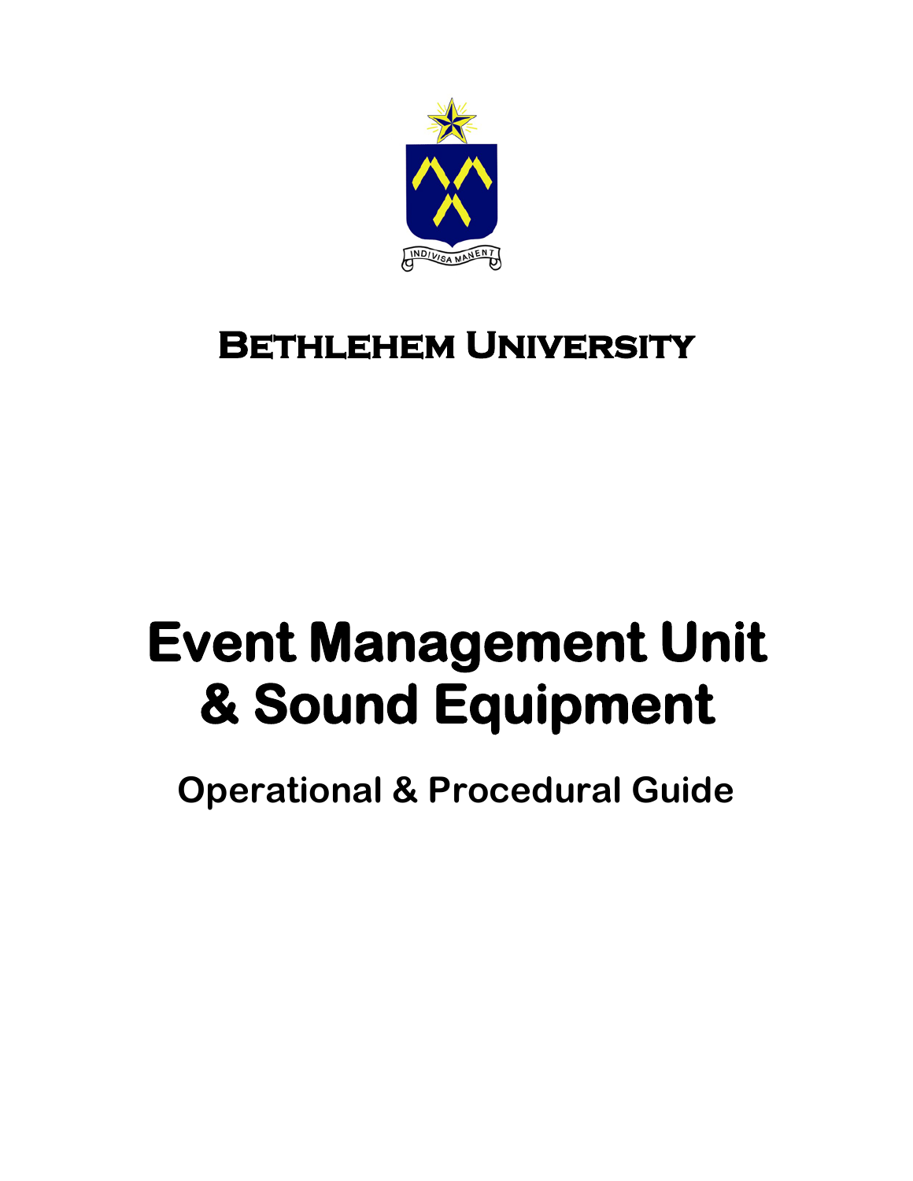INDIVISA MANENT

**Bethlehem University**

# Event Management Unit & Sound Equipment

## Operational & Procedural Guide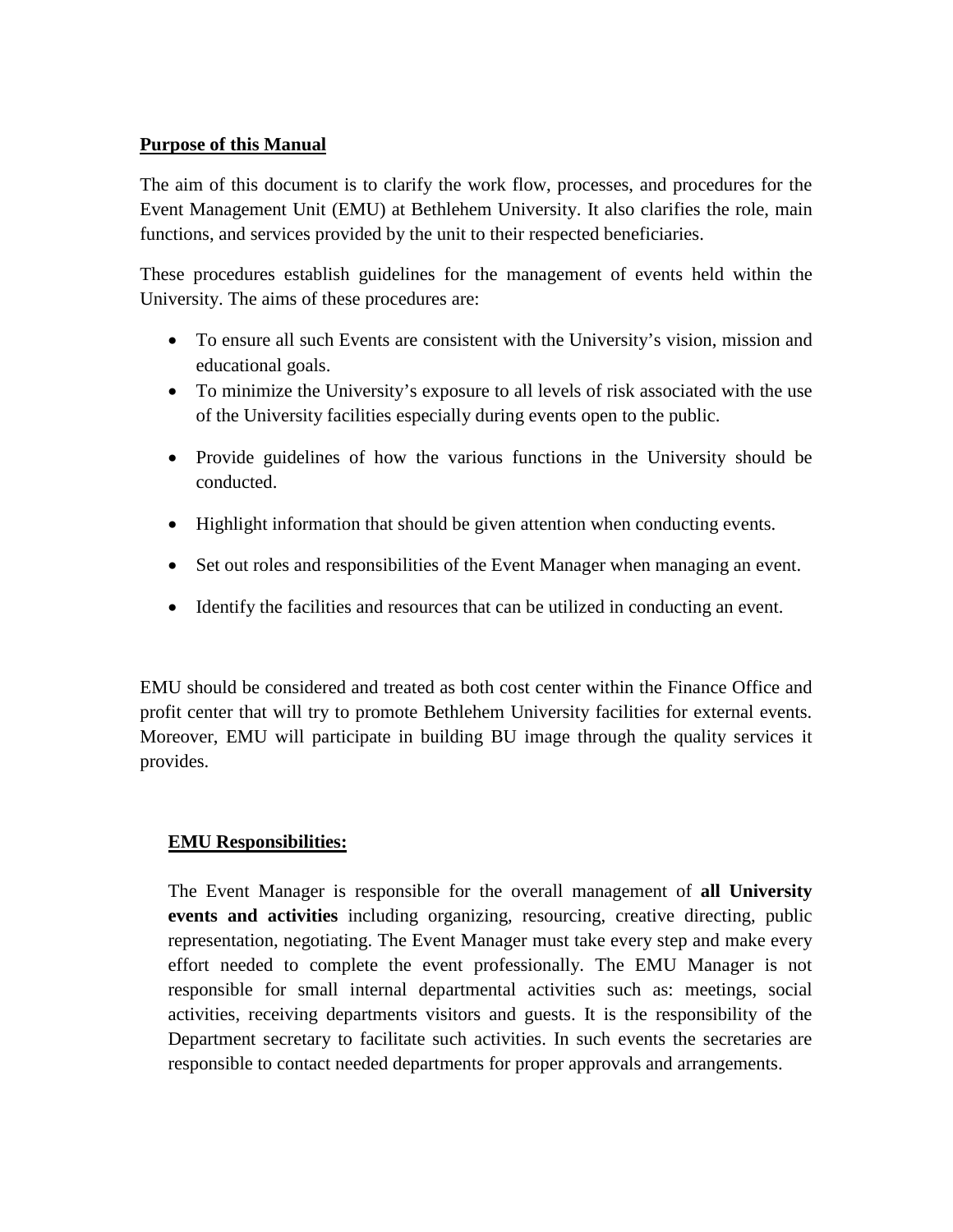**Purpose of this Manual**

The aim of this document is to clarify the work flow, processes, and procedures for the Event Management Unit (EMU) at Bethlehem University. It also clarifies the role, main functions, and services provided by the unit to their respected beneficiaries.

These procedures establish guidelines for the management of events held within the University. The aims of these procedures are:

- To ensure all such Events are consistent with the University's vision, mission and educational goals.
- To minimize the University's exposure to all levels of risk associated with the use of the University facilities especially during events open to the public.
- Provide guidelines of how the various functions in the University should be conducted.
- Highlight information that should be given attention when conducting events.
- Set out roles and responsibilities of the Event Manager when managing an event.
- Identify the facilities and resources that can be utilized in conducting an event.

EMU should be considered and treated as both cost center within the Finance Office and profit center that will try to promote Bethlehem University facilities for external events. Moreover, EMU will participate in building BU image through the quality services it provides.

**EMU Responsibilities:**

The Event Manager is responsible for the overall management of **all University events and activities** including organizing, resourcing, creative directing, public representation, negotiating. The Event Manager must take every step and make every effort needed to complete the event professionally. The EMU Manager is not responsible for small internal departmental activities such as: meetings, social activities, receiving departments visitors and guests. It is the responsibility of the Department secretary to facilitate such activities. In such events the secretaries are responsible to contact needed departments for proper approvals and arrangements.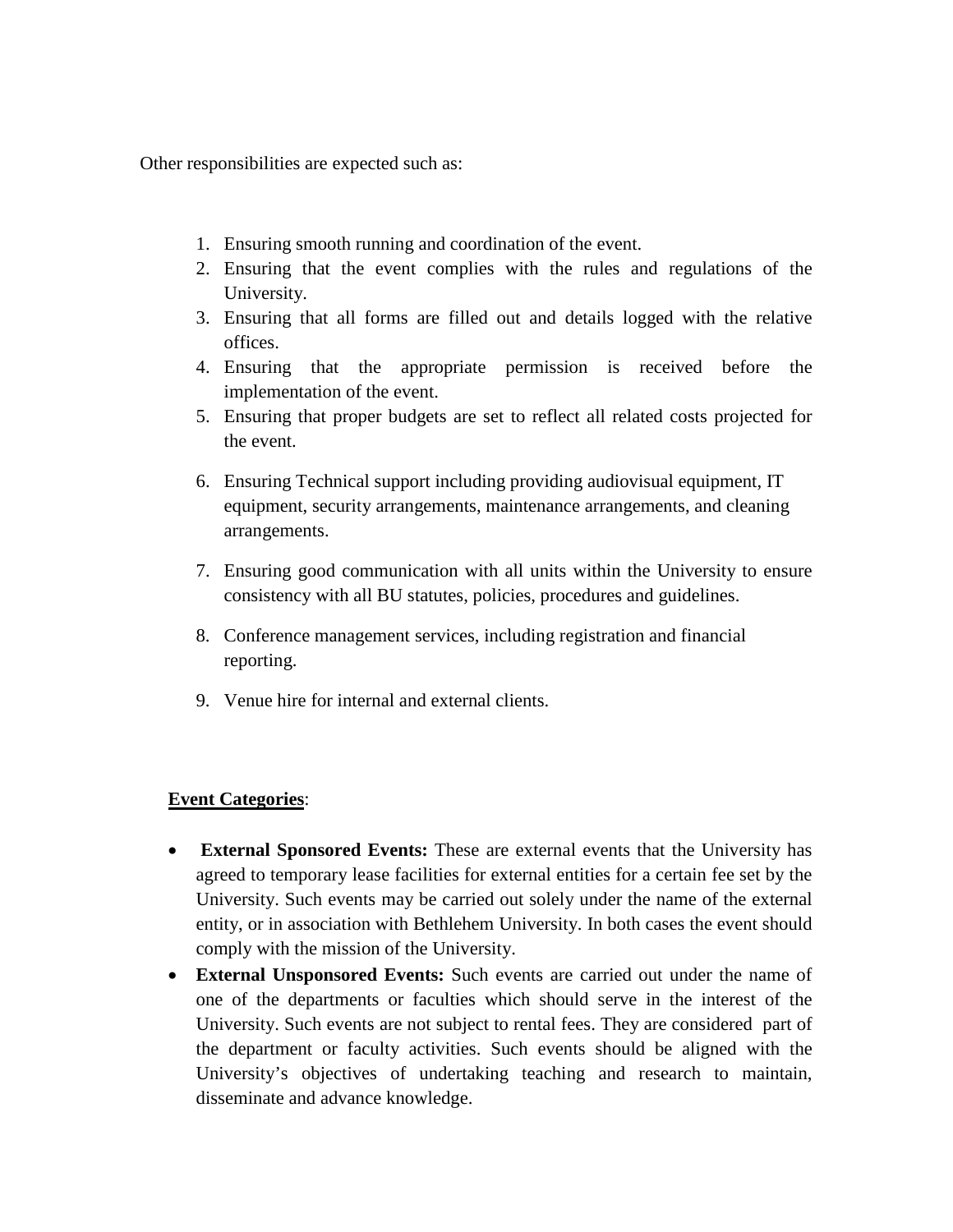Other responsibilities are expected such as:

1. Ensuring smooth running and coordination of the event.
2. Ensuring that the event complies with the rules and regulations of the University.
3. Ensuring that all forms are filled out and details logged with the relative offices.
4. Ensuring that the appropriate permission is received before the implementation of the event.
5. Ensuring that proper budgets are set to reflect all related costs projected for the event.
6. Ensuring Technical support including providing audiovisual equipment, IT equipment, security arrangements, maintenance arrangements, and cleaning arrangements.
7. Ensuring good communication with all units within the University to ensure consistency with all BU statutes, policies, procedures and guidelines.
8. Conference management services, including registration and financial reporting.
9. Venue hire for internal and external clients.

**Event Categories**:

- **External Sponsored Events:** These are external events that the University has agreed to temporary lease facilities for external entities for a certain fee set by the University. Such events may be carried out solely under the name of the external entity, or in association with Bethlehem University. In both cases the event should comply with the mission of the University.
- **External Unsponsored Events:** Such events are carried out under the name of one of the departments or faculties which should serve in the interest of the University. Such events are not subject to rental fees. They are considered part of the department or faculty activities. Such events should be aligned with the University's objectives of undertaking teaching and research to maintain, disseminate and advance knowledge.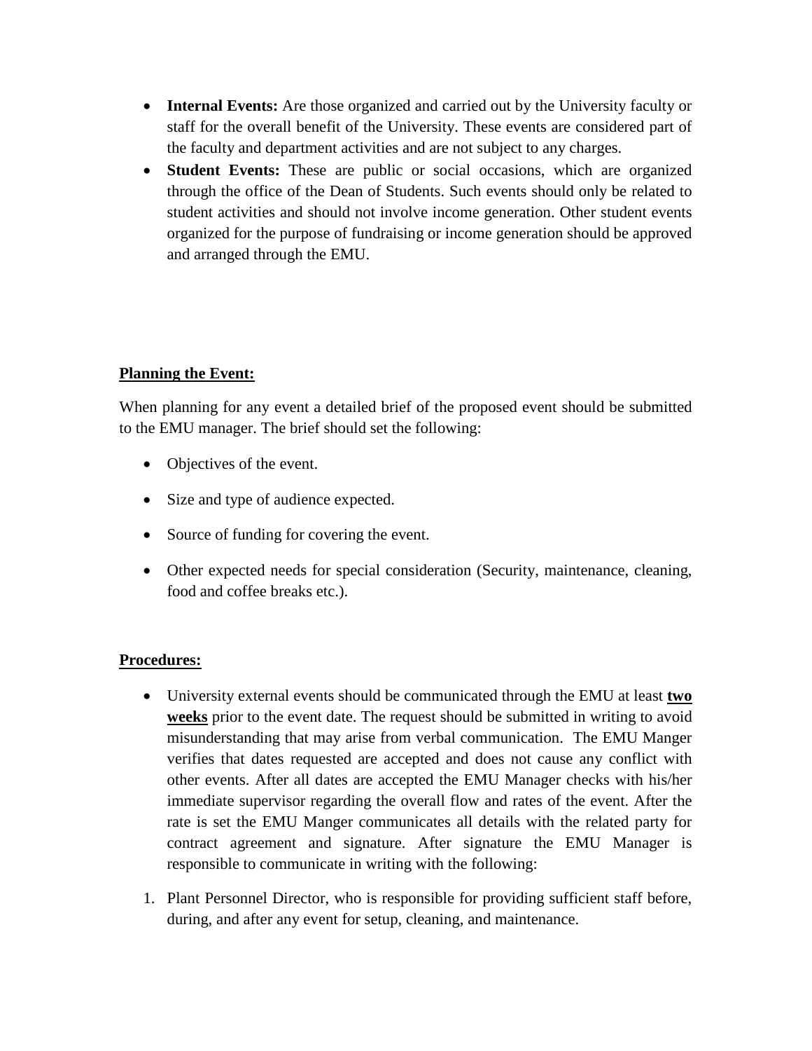- **Internal Events:** Are those organized and carried out by the University faculty or staff for the overall benefit of the University. These events are considered part of the faculty and department activities and are not subject to any charges.
- **Student Events:** These are public or social occasions, which are organized through the office of the Dean of Students. Such events should only be related to student activities and should not involve income generation. Other student events organized for the purpose of fundraising or income generation should be approved and arranged through the EMU.

**<u>Planning the Event:</u>**

When planning for any event a detailed brief of the proposed event should be submitted to the EMU manager. The brief should set the following:

- Objectives of the event.
- Size and type of audience expected.
- Source of funding for covering the event.
- Other expected needs for special consideration (Security, maintenance, cleaning, food and coffee breaks etc.).

**<u>Procedures:</u>**

- University external events should be communicated through the EMU at least **<u>two weeks</u>** prior to the event date. The request should be submitted in writing to avoid misunderstanding that may arise from verbal communication. The EMU Manger verifies that dates requested are accepted and does not cause any conflict with other events. After all dates are accepted the EMU Manager checks with his/her immediate supervisor regarding the overall flow and rates of the event. After the rate is set the EMU Manger communicates all details with the related party for contract agreement and signature. After signature the EMU Manager is responsible to communicate in writing with the following:

1. Plant Personnel Director, who is responsible for providing sufficient staff before, during, and after any event for setup, cleaning, and maintenance.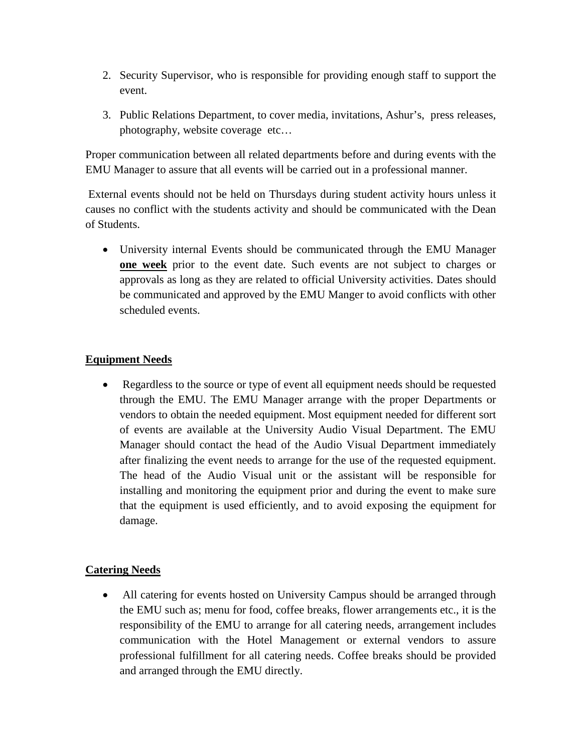2. Security Supervisor, who is responsible for providing enough staff to support the event.
3. Public Relations Department, to cover media, invitations, Ashur's, press releases, photography, website coverage etc…

Proper communication between all related departments before and during events with the EMU Manager to assure that all events will be carried out in a professional manner.

External events should not be held on Thursdays during student activity hours unless it causes no conflict with the students activity and should be communicated with the Dean of Students.

- University internal Events should be communicated through the EMU Manager **one week** prior to the event date. Such events are not subject to charges or approvals as long as they are related to official University activities. Dates should be communicated and approved by the EMU Manger to avoid conflicts with other scheduled events.

**Equipment Needs**

- Regardless to the source or type of event all equipment needs should be requested through the EMU. The EMU Manager arrange with the proper Departments or vendors to obtain the needed equipment. Most equipment needed for different sort of events are available at the University Audio Visual Department. The EMU Manager should contact the head of the Audio Visual Department immediately after finalizing the event needs to arrange for the use of the requested equipment. The head of the Audio Visual unit or the assistant will be responsible for installing and monitoring the equipment prior and during the event to make sure that the equipment is used efficiently, and to avoid exposing the equipment for damage.

**Catering Needs**

- All catering for events hosted on University Campus should be arranged through the EMU such as; menu for food, coffee breaks, flower arrangements etc., it is the responsibility of the EMU to arrange for all catering needs, arrangement includes communication with the Hotel Management or external vendors to assure professional fulfillment for all catering needs. Coffee breaks should be provided and arranged through the EMU directly.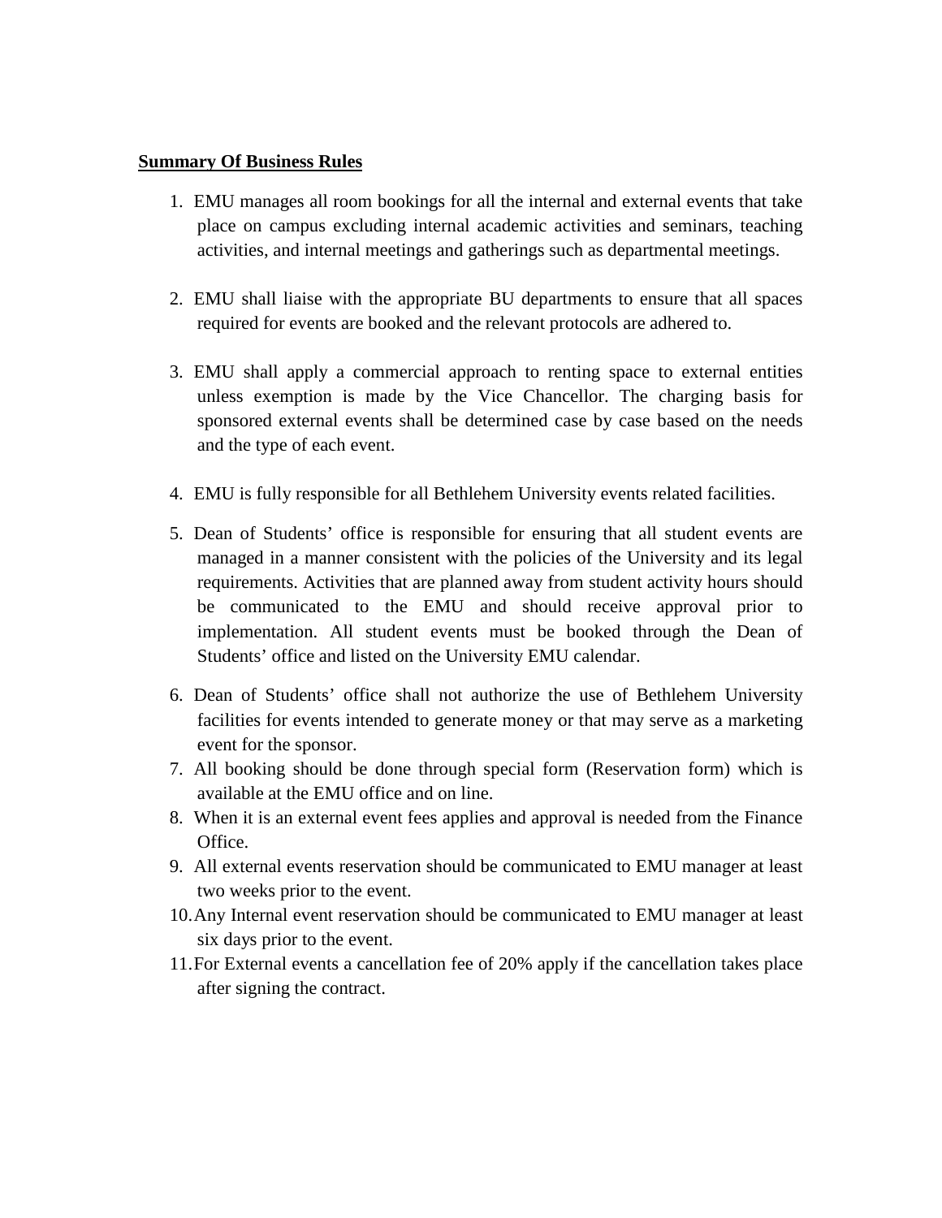**Summary Of Business Rules**

1. EMU manages all room bookings for all the internal and external events that take place on campus excluding internal academic activities and seminars, teaching activities, and internal meetings and gatherings such as departmental meetings.

2. EMU shall liaise with the appropriate BU departments to ensure that all spaces required for events are booked and the relevant protocols are adhered to.

3. EMU shall apply a commercial approach to renting space to external entities unless exemption is made by the Vice Chancellor. The charging basis for sponsored external events shall be determined case by case based on the needs and the type of each event.

4. EMU is fully responsible for all Bethlehem University events related facilities.

5. Dean of Students' office is responsible for ensuring that all student events are managed in a manner consistent with the policies of the University and its legal requirements. Activities that are planned away from student activity hours should be communicated to the EMU and should receive approval prior to implementation. All student events must be booked through the Dean of Students' office and listed on the University EMU calendar.

6. Dean of Students' office shall not authorize the use of Bethlehem University facilities for events intended to generate money or that may serve as a marketing event for the sponsor.
7. All booking should be done through special form (Reservation form) which is available at the EMU office and on line.
8. When it is an external event fees applies and approval is needed from the Finance Office.
9. All external events reservation should be communicated to EMU manager at least two weeks prior to the event.
10. Any Internal event reservation should be communicated to EMU manager at least six days prior to the event.
11. For External events a cancellation fee of 20% apply if the cancellation takes place after signing the contract.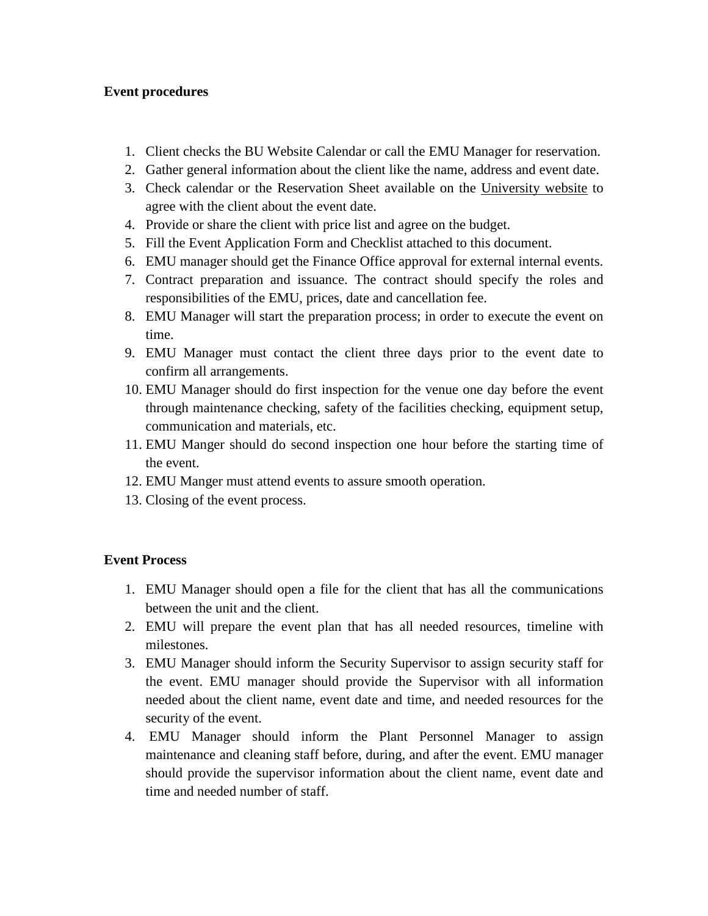**Event procedures**

1. Client checks the BU Website Calendar or call the EMU Manager for reservation.
2. Gather general information about the client like the name, address and event date.
3. Check calendar or the Reservation Sheet available on the University website to agree with the client about the event date.
4. Provide or share the client with price list and agree on the budget.
5. Fill the Event Application Form and Checklist attached to this document.
6. EMU manager should get the Finance Office approval for external internal events.
7. Contract preparation and issuance. The contract should specify the roles and responsibilities of the EMU, prices, date and cancellation fee.
8. EMU Manager will start the preparation process; in order to execute the event on time.
9. EMU Manager must contact the client three days prior to the event date to confirm all arrangements.
10. EMU Manager should do first inspection for the venue one day before the event through maintenance checking, safety of the facilities checking, equipment setup, communication and materials, etc.
11. EMU Manger should do second inspection one hour before the starting time of the event.
12. EMU Manger must attend events to assure smooth operation.
13. Closing of the event process.

**Event Process**

1. EMU Manager should open a file for the client that has all the communications between the unit and the client.
2. EMU will prepare the event plan that has all needed resources, timeline with milestones.
3. EMU Manager should inform the Security Supervisor to assign security staff for the event. EMU manager should provide the Supervisor with all information needed about the client name, event date and time, and needed resources for the security of the event.
4. EMU Manager should inform the Plant Personnel Manager to assign maintenance and cleaning staff before, during, and after the event. EMU manager should provide the supervisor information about the client name, event date and time and needed number of staff.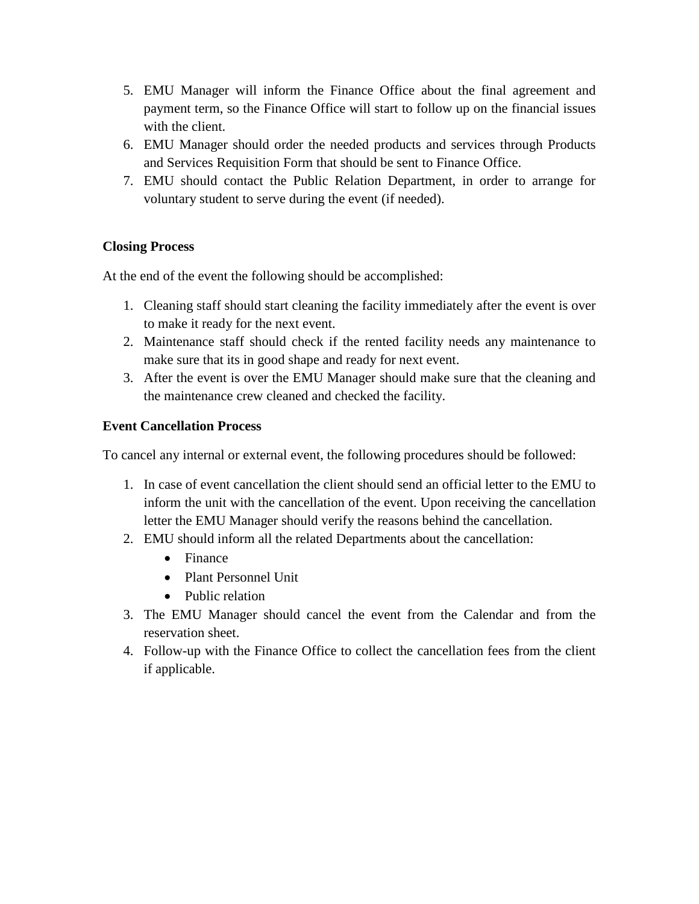5. EMU Manager will inform the Finance Office about the final agreement and payment term, so the Finance Office will start to follow up on the financial issues with the client.
6. EMU Manager should order the needed products and services through Products and Services Requisition Form that should be sent to Finance Office.
7. EMU should contact the Public Relation Department, in order to arrange for voluntary student to serve during the event (if needed).

**Closing Process**

At the end of the event the following should be accomplished:

1. Cleaning staff should start cleaning the facility immediately after the event is over to make it ready for the next event.
2. Maintenance staff should check if the rented facility needs any maintenance to make sure that its in good shape and ready for next event.
3. After the event is over the EMU Manager should make sure that the cleaning and the maintenance crew cleaned and checked the facility.

**Event Cancellation Process**

To cancel any internal or external event, the following procedures should be followed:

1. In case of event cancellation the client should send an official letter to the EMU to inform the unit with the cancellation of the event. Upon receiving the cancellation letter the EMU Manager should verify the reasons behind the cancellation.
2. EMU should inform all the related Departments about the cancellation:
   - Finance
   - Plant Personnel Unit
   - Public relation
3. The EMU Manager should cancel the event from the Calendar and from the reservation sheet.
4. Follow-up with the Finance Office to collect the cancellation fees from the client if applicable.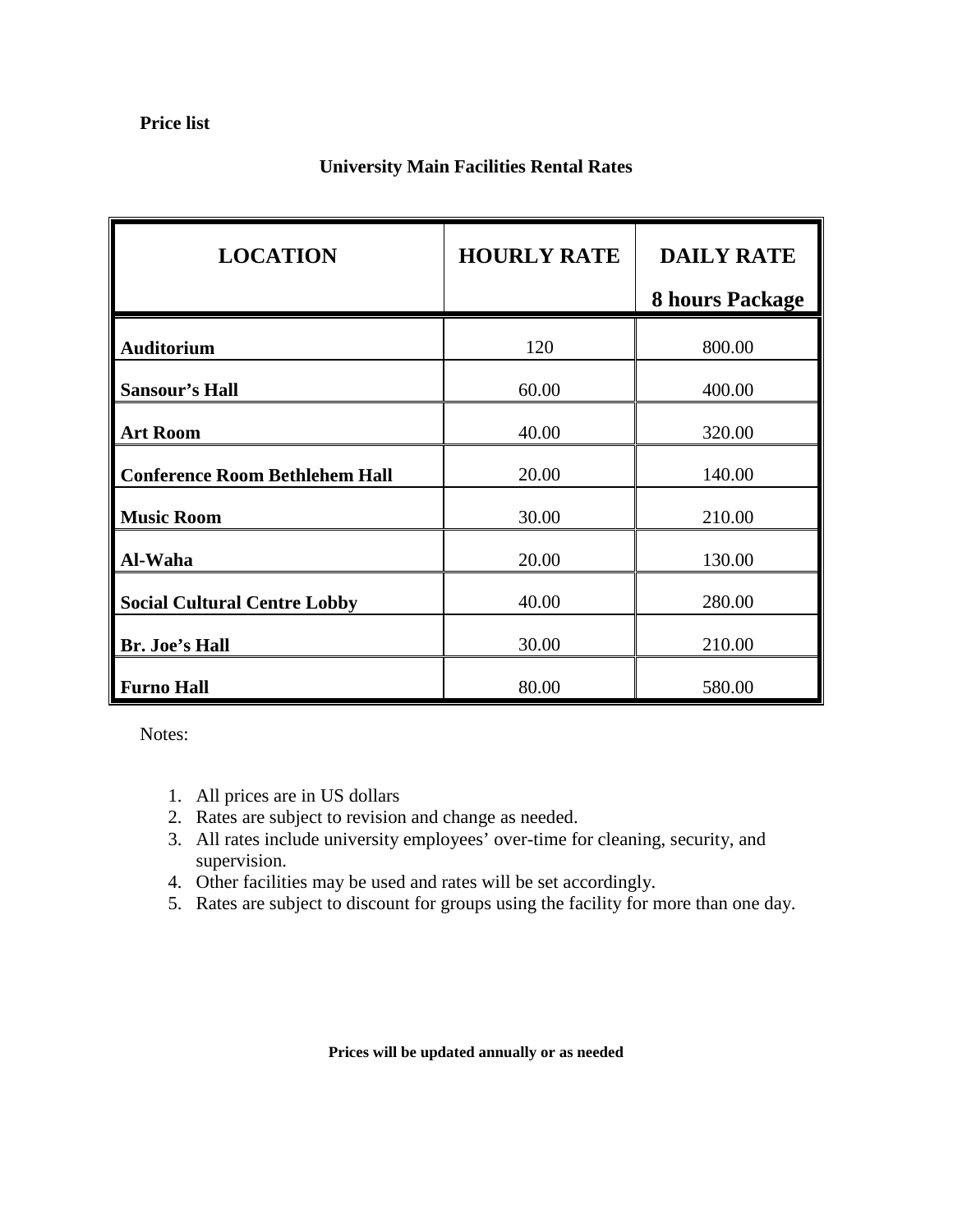**Price list**

## University Main Facilities Rental Rates

| LOCATION | HOURLY RATE | DAILY RATE 8 hours Package |
|---|---|---|
| **Auditorium** | 120 | 800.00 |
| **Sansour's Hall** | 60.00 | 400.00 |
| **Art Room** | 40.00 | 320.00 |
| **Conference Room Bethlehem Hall** | 20.00 | 140.00 |
| **Music Room** | 30.00 | 210.00 |
| **Al-Waha** | 20.00 | 130.00 |
| **Social Cultural Centre Lobby** | 40.00 | 280.00 |
| **Br. Joe's Hall** | 30.00 | 210.00 |
| **Furno Hall** | 80.00 | 580.00 |

Notes:

1. All prices are in US dollars
2. Rates are subject to revision and change as needed.
3. All rates include university employees' over-time for cleaning, security, and supervision.
4. Other facilities may be used and rates will be set accordingly.
5. Rates are subject to discount for groups using the facility for more than one day.

**Prices will be updated annually or as needed**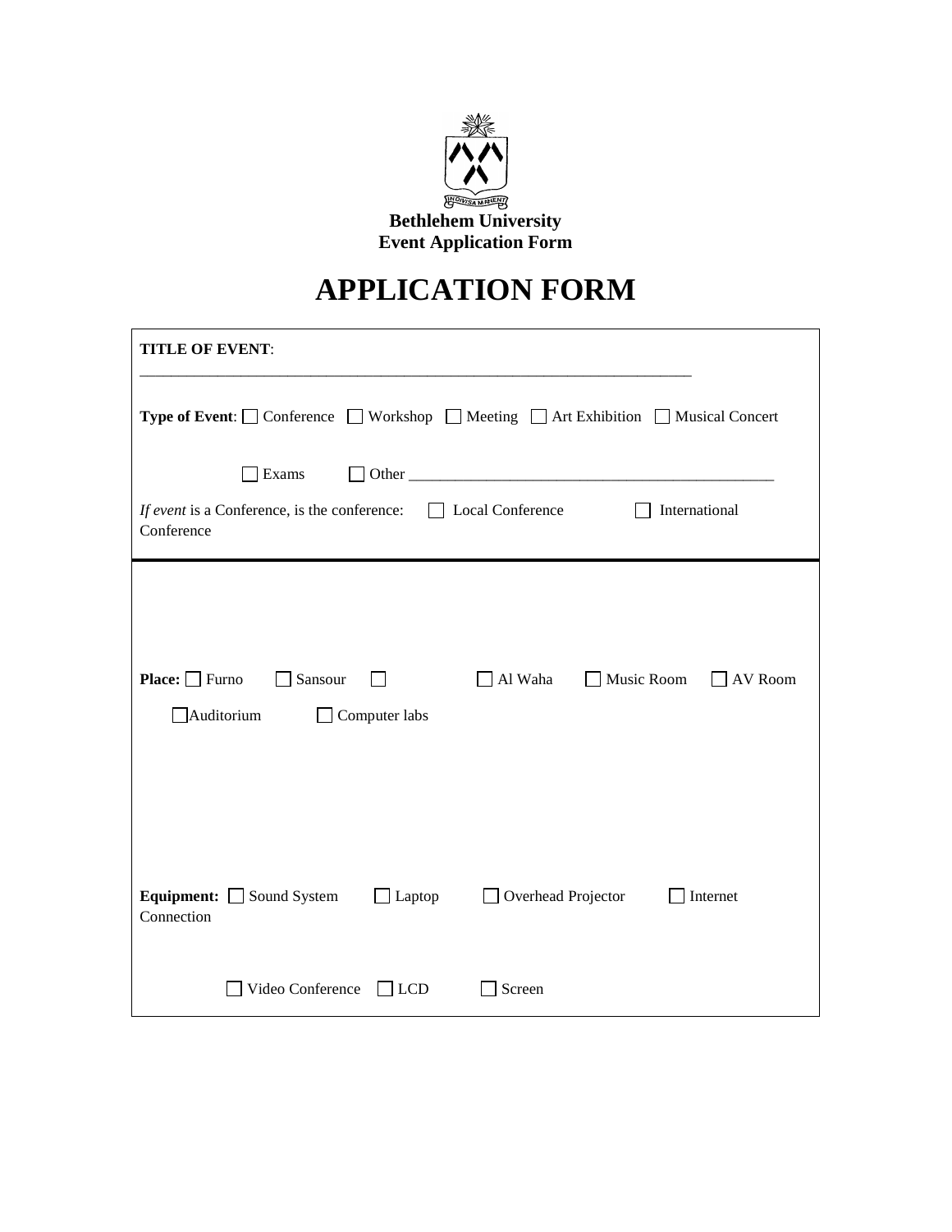**Bethlehem University**
**Event Application Form**

# APPLICATION FORM

**TITLE OF EVENT**:

______________________________________________________________________

**Type of Event**: ☐ Conference ☐ Workshop ☐ Meeting ☐ Art Exhibition ☐ Musical Concert

☐ Exams ☐ Other ________________________________________________

*If event* is a Conference, is the conference: ☐ Local Conference ☐ International Conference

---

**Place:** ☐ Furno ☐ Sansour ☐ ☐ Al Waha ☐ Music Room ☐ AV Room

☐Auditorium ☐ Computer labs

**Equipment:** ☐ Sound System ☐ Laptop ☐ Overhead Projector ☐ Internet Connection

☐ Video Conference ☐ LCD ☐ Screen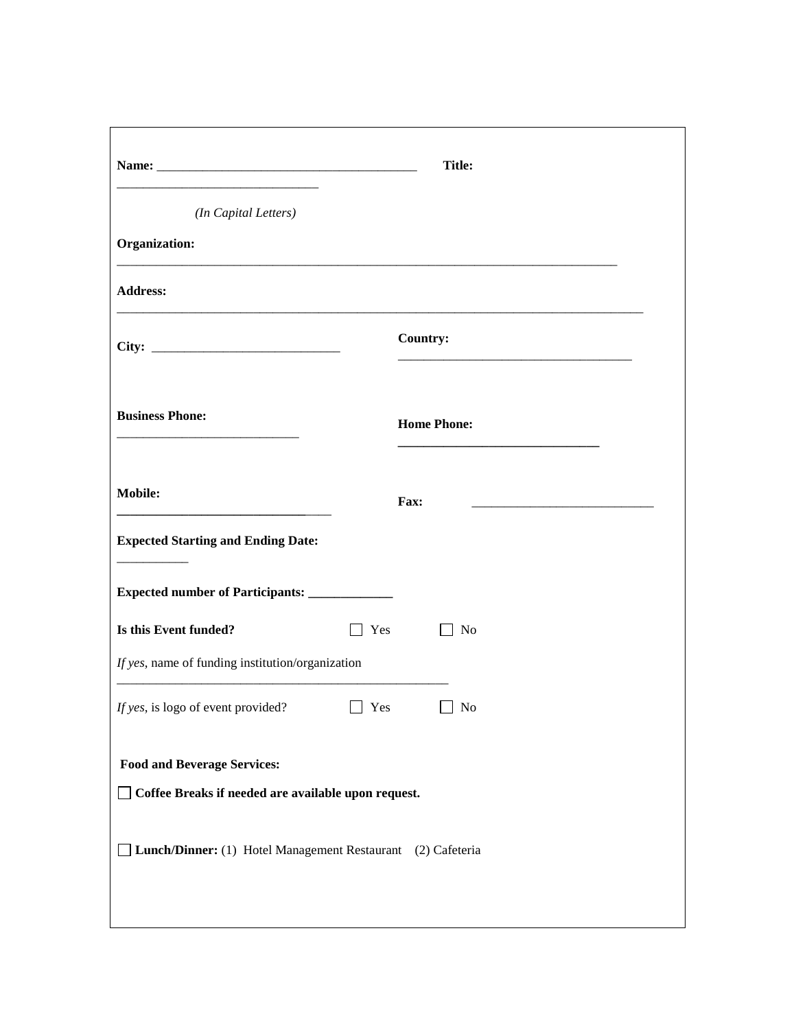**Name:** ________________________________________ **Title:** ________________________________

*(In Capital Letters)*

**Organization:** ________________________________________________________________________________

**Address:** ________________________________________________________________________________

**City:** ______________________________ **Country:** ______________________________________

**Business Phone:** ____________________________ **Home Phone:** ________________________________

**Mobile:** _________________________________ **Fax:** ____________________________

**Expected Starting and Ending Date:** ___________

**Expected number of Participants:** _____________

**Is this Event funded?** ☐ Yes ☐ No

*If yes*, name of funding institution/organization ______________________________________________________

*If yes*, is logo of event provided? ☐ Yes ☐ No

**Food and Beverage Services:**

☐ **Coffee Breaks if needed are available upon request.**

☐ **Lunch/Dinner:** (1) Hotel Management Restaurant (2) Cafeteria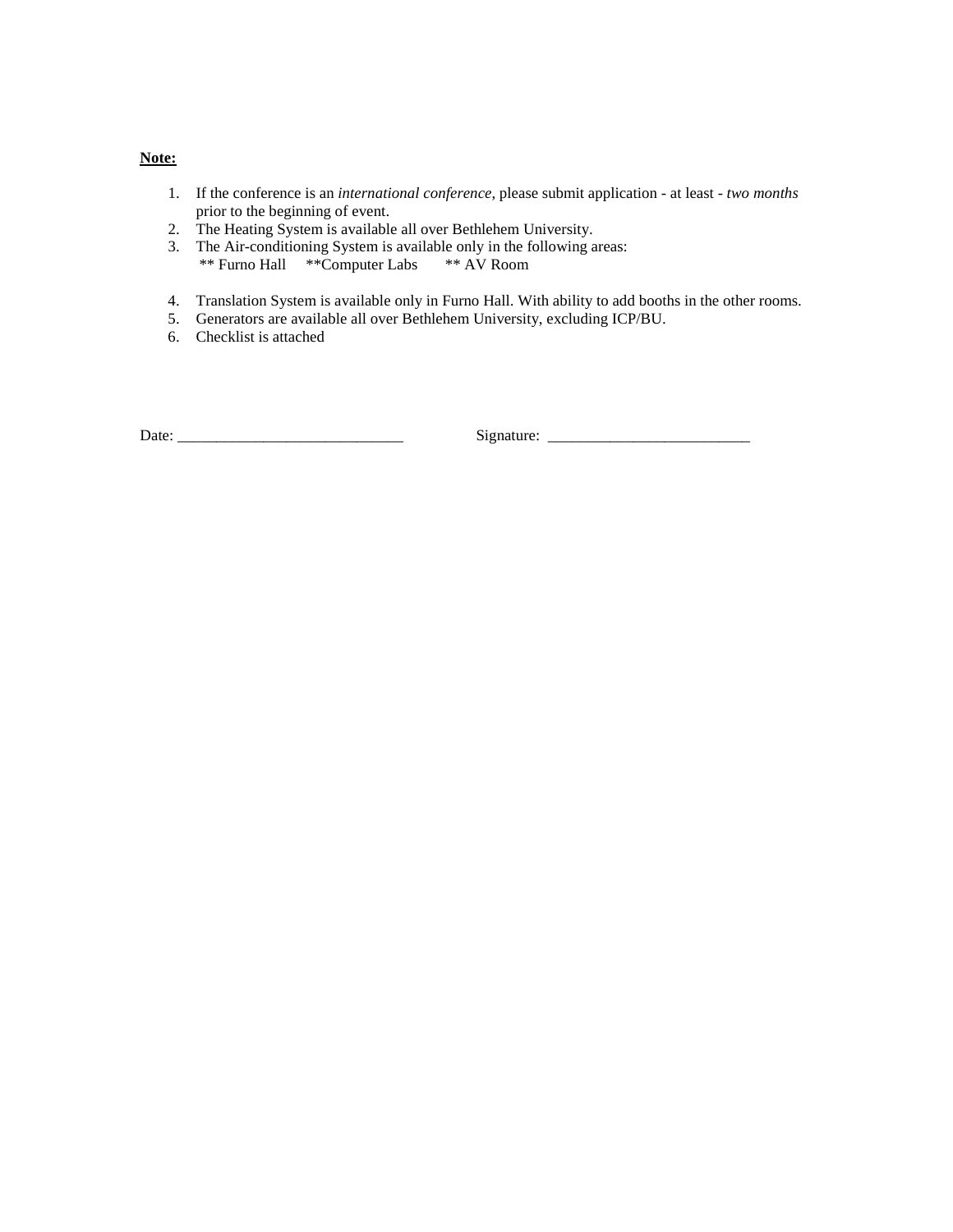**Note:**

1. If the conference is an *international conference*, please submit application - at least - *two months* prior to the beginning of event.
2. The Heating System is available all over Bethlehem University.
3. The Air-conditioning System is available only in the following areas:
   ** Furno Hall **Computer Labs ** AV Room

4. Translation System is available only in Furno Hall. With ability to add booths in the other rooms.
5. Generators are available all over Bethlehem University, excluding ICP/BU.
6. Checklist is attached

Date: _____________________________ Signature: __________________________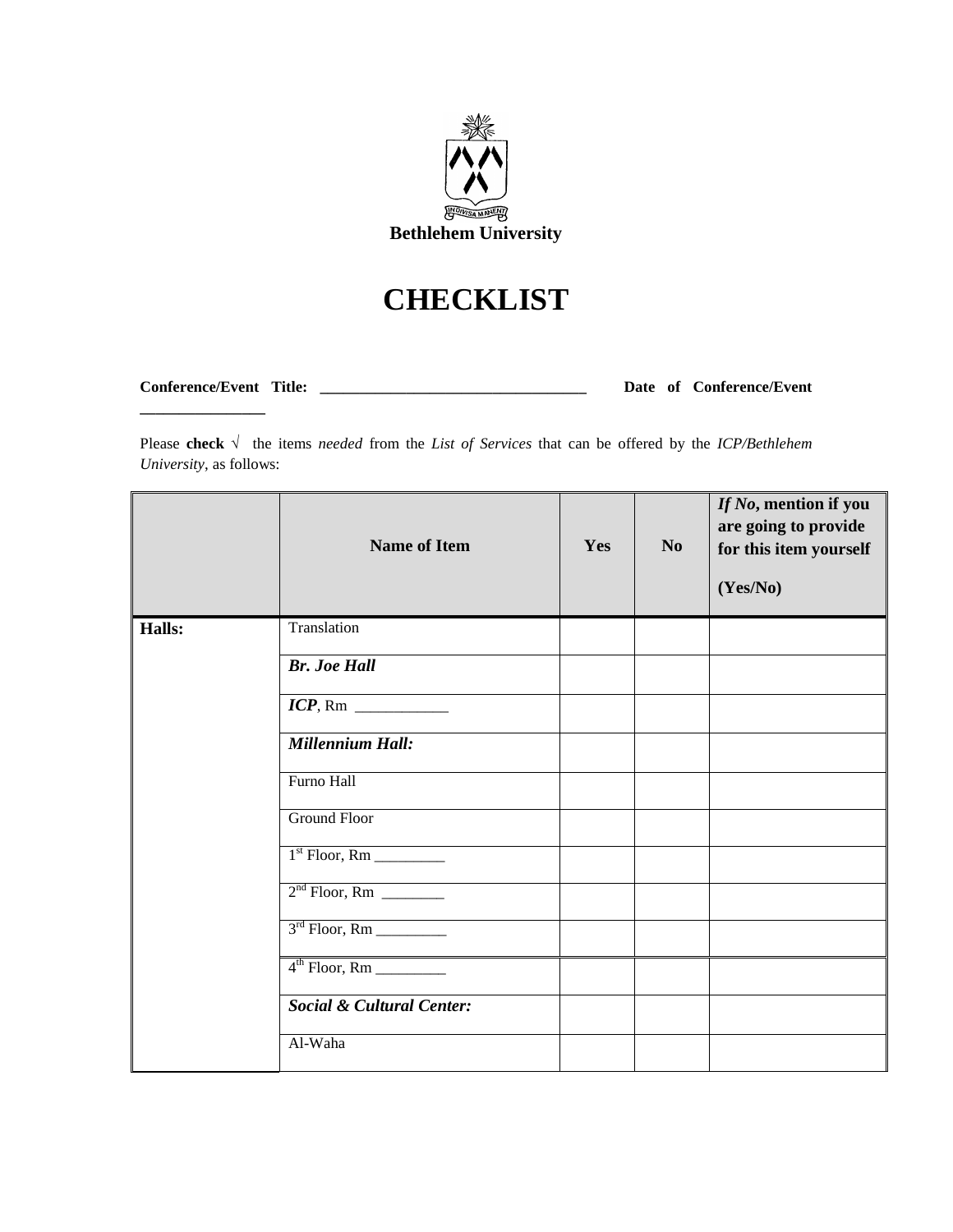Bethlehem University

# CHECKLIST

**Conference/Event Title: ___________________________________ Date of Conference/Event ________________**

Please **check** √ the items *needed* from the *List of Services* that can be offered by the *ICP/Bethlehem University*, as follows:

| | **Name of Item** | **Yes** | **No** | ***If No*, mention if you are going to provide for this item yourself (Yes/No)** |
|---|---|---|---|---|
| **Halls:** | Translation | | | |
| | ***Br. Joe Hall*** | | | |
| | ***ICP***, Rm ____________ | | | |
| | ***Millennium Hall:*** | | | |
| | Furno Hall | | | |
| | Ground Floor | | | |
| | 1st Floor, Rm _________ | | | |
| | 2nd Floor, Rm ________ | | | |
| | 3rd Floor, Rm _________ | | | |
| | 4th Floor, Rm _________ | | | |
| | ***Social & Cultural Center:*** | | | |
| | Al-Waha | | | |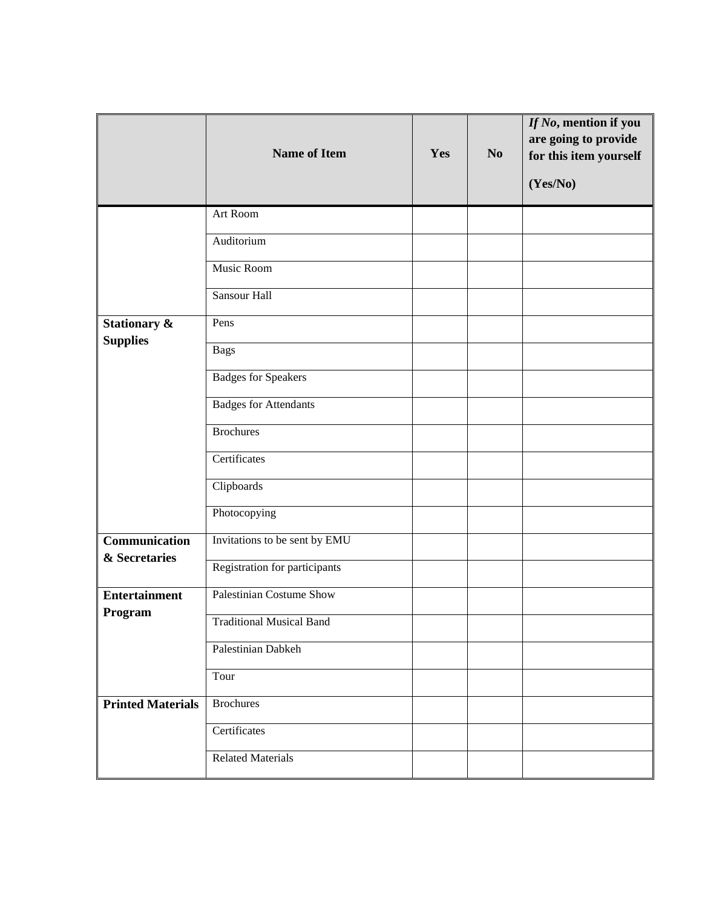| | Name of Item | Yes | No | *If No*, mention if you are going to provide for this item yourself (Yes/No) |
|---|---|---|---|---|
| | Art Room | | | |
| | Auditorium | | | |
| | Music Room | | | |
| | Sansour Hall | | | |
| **Stationary & Supplies** | Pens | | | |
| | Bags | | | |
| | Badges for Speakers | | | |
| | Badges for Attendants | | | |
| | Brochures | | | |
| | Certificates | | | |
| | Clipboards | | | |
| | Photocopying | | | |
| **Communication & Secretaries** | Invitations to be sent by EMU | | | |
| | Registration for participants | | | |
| **Entertainment Program** | Palestinian Costume Show | | | |
| | Traditional Musical Band | | | |
| | Palestinian Dabkeh | | | |
| | Tour | | | |
| **Printed Materials** | Brochures | | | |
| | Certificates | | | |
| | Related Materials | | | |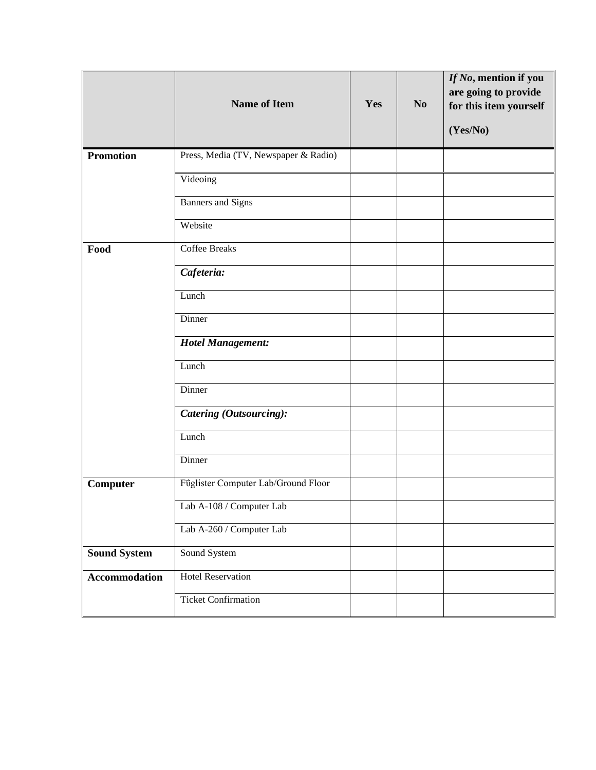| | Name of Item | Yes | No | *If No*, mention if you are going to provide for this item yourself (Yes/No) |
|---|---|---|---|---|
| **Promotion** | Press, Media (TV, Newspaper & Radio) | | | |
| | Videoing | | | |
| | Banners and Signs | | | |
| | Website | | | |
| **Food** | Coffee Breaks | | | |
| | ***Cafeteria:*** | | | |
| | Lunch | | | |
| | Dinner | | | |
| | ***Hotel Management:*** | | | |
| | Lunch | | | |
| | Dinner | | | |
| | ***Catering (Outsourcing):*** | | | |
| | Lunch | | | |
| | Dinner | | | |
| **Computer** | Főglister Computer Lab/Ground Floor | | | |
| | Lab A-108 / Computer Lab | | | |
| | Lab A-260 / Computer Lab | | | |
| **Sound System** | Sound System | | | |
| **Accommodation** | Hotel Reservation | | | |
| | Ticket Confirmation | | | |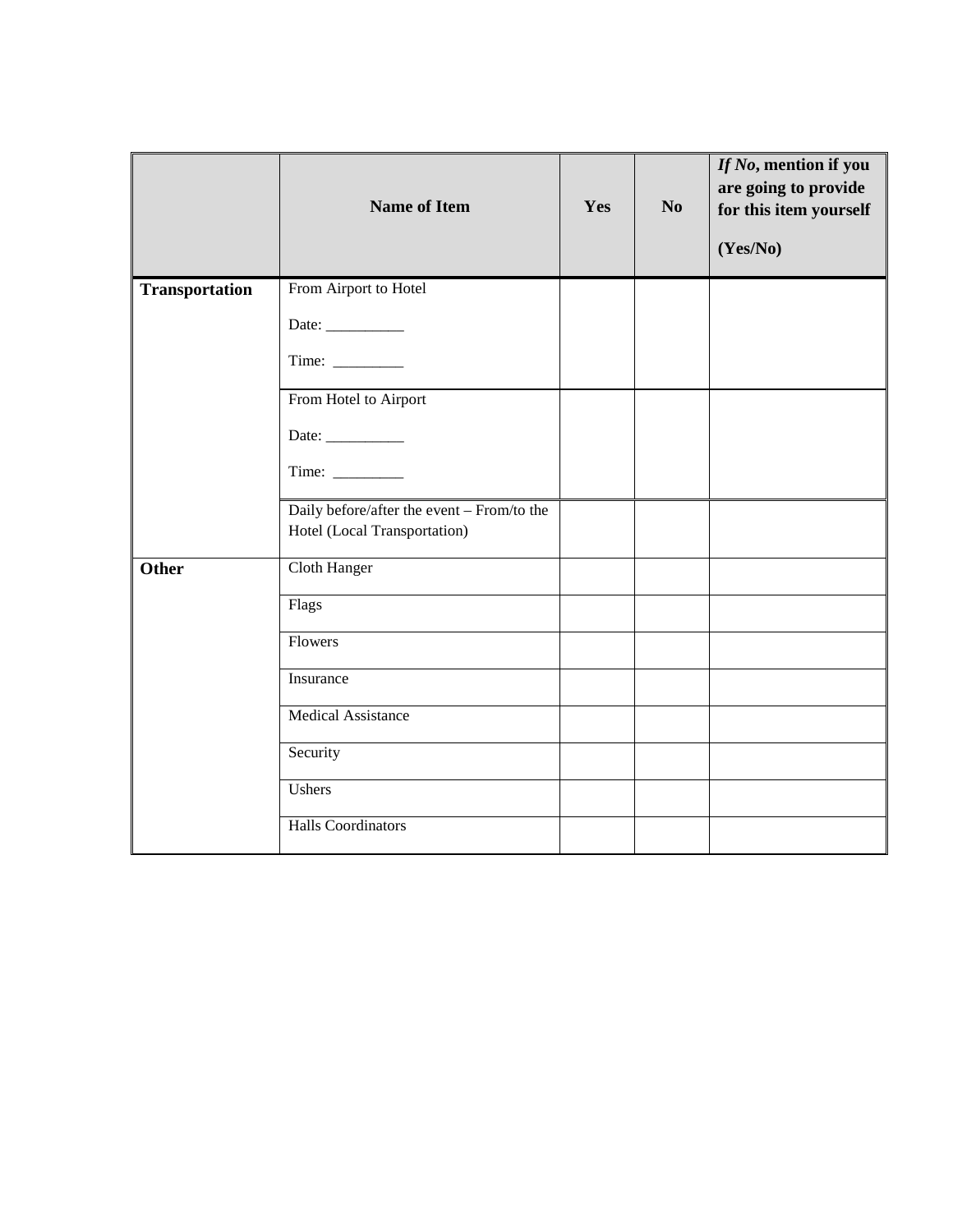| | Name of Item | Yes | No | *If No*, mention if you are going to provide for this item yourself (Yes/No) |
|---|---|---|---|---|
| **Transportation** | From Airport to Hotel<br><br>Date: __________<br><br>Time: _________ | | | |
| | From Hotel to Airport<br><br>Date: __________<br><br>Time: _________ | | | |
| | Daily before/after the event – From/to the Hotel (Local Transportation) | | | |
| **Other** | Cloth Hanger | | | |
| | Flags | | | |
| | Flowers | | | |
| | Insurance | | | |
| | Medical Assistance | | | |
| | Security | | | |
| | Ushers | | | |
| | Halls Coordinators | | | |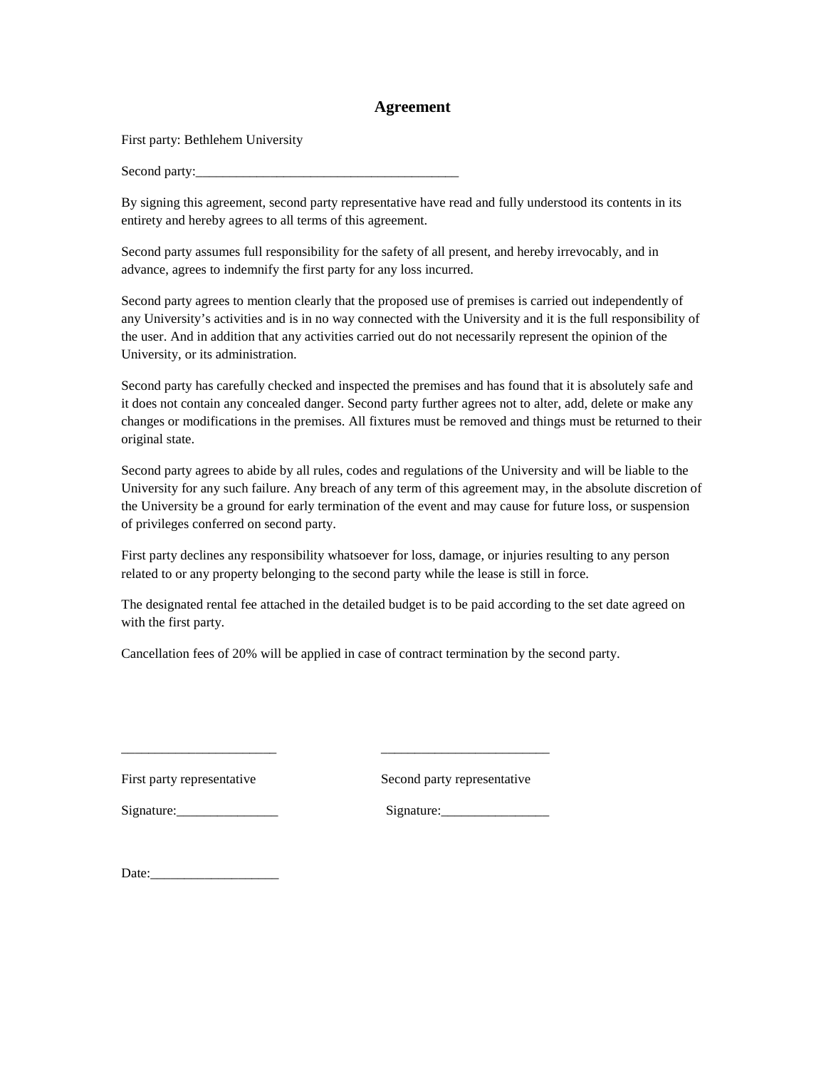# Agreement

First party: Bethlehem University

Second party:_______________________________________

By signing this agreement, second party representative have read and fully understood its contents in its entirety and hereby agrees to all terms of this agreement.

Second party assumes full responsibility for the safety of all present, and hereby irrevocably, and in advance, agrees to indemnify the first party for any loss incurred.

Second party agrees to mention clearly that the proposed use of premises is carried out independently of any University's activities and is in no way connected with the University and it is the full responsibility of the user. And in addition that any activities carried out do not necessarily represent the opinion of the University, or its administration.

Second party has carefully checked and inspected the premises and has found that it is absolutely safe and it does not contain any concealed danger. Second party further agrees not to alter, add, delete or make any changes or modifications in the premises. All fixtures must be removed and things must be returned to their original state.

Second party agrees to abide by all rules, codes and regulations of the University and will be liable to the University for any such failure. Any breach of any term of this agreement may, in the absolute discretion of the University be a ground for early termination of the event and may cause for future loss, or suspension of privileges conferred on second party.

First party declines any responsibility whatsoever for loss, damage, or injuries resulting to any person related to or any property belonging to the second party while the lease is still in force.

The designated rental fee attached in the detailed budget is to be paid according to the set date agreed on with the first party.

Cancellation fees of 20% will be applied in case of contract termination by the second party.

_______________________ _________________________

First party representative Second party representative

Signature:________________ Signature:_________________

Date:____________________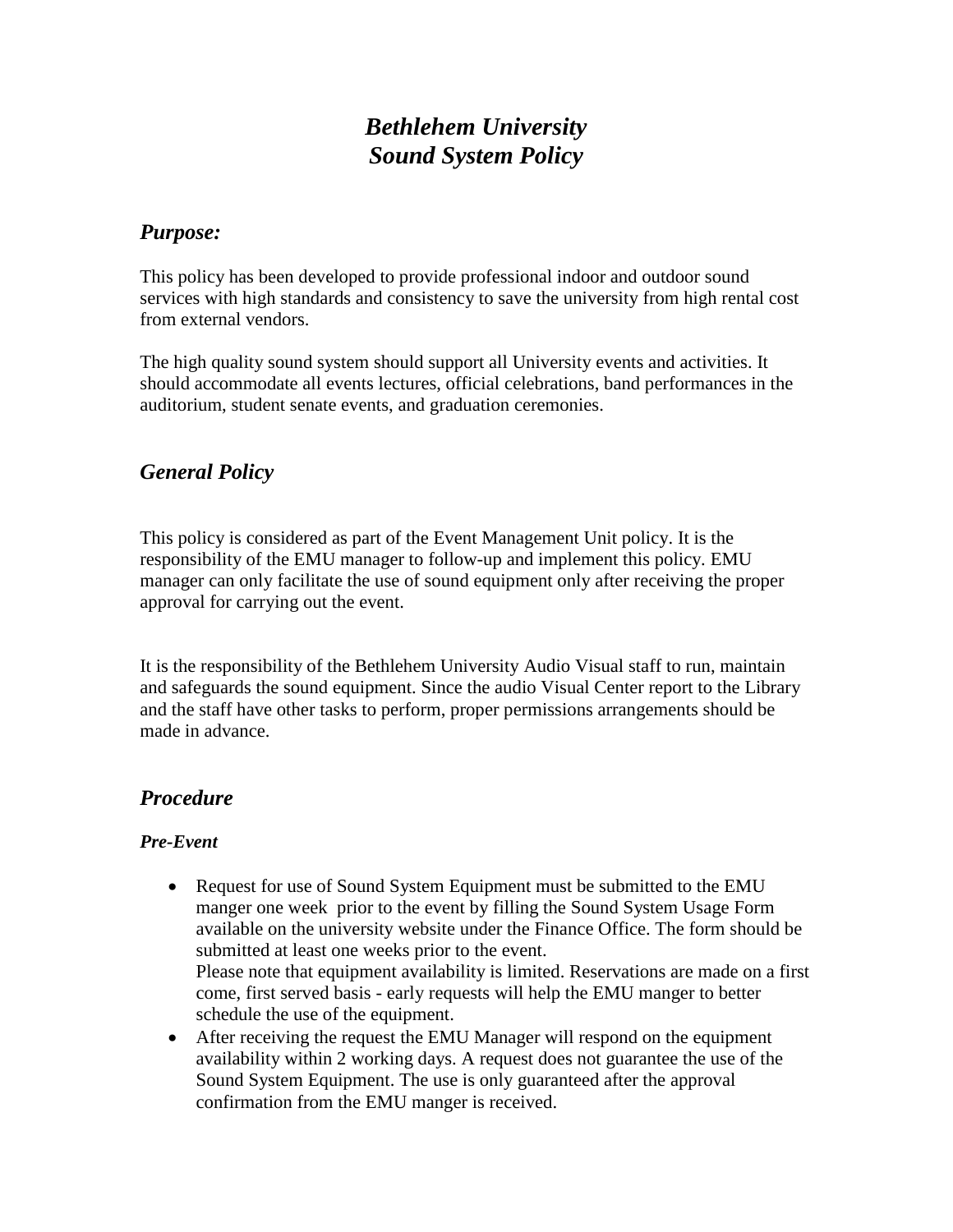# *Bethlehem University Sound System Policy*

## *Purpose:*

This policy has been developed to provide professional indoor and outdoor sound services with high standards and consistency to save the university from high rental cost from external vendors.

The high quality sound system should support all University events and activities. It should accommodate all events lectures, official celebrations, band performances in the auditorium, student senate events, and graduation ceremonies.

## *General Policy*

This policy is considered as part of the Event Management Unit policy. It is the responsibility of the EMU manager to follow-up and implement this policy. EMU manager can only facilitate the use of sound equipment only after receiving the proper approval for carrying out the event.

It is the responsibility of the Bethlehem University Audio Visual staff to run, maintain and safeguards the sound equipment. Since the audio Visual Center report to the Library and the staff have other tasks to perform, proper permissions arrangements should be made in advance.

## *Procedure*

### *Pre-Event*

- Request for use of Sound System Equipment must be submitted to the EMU manger one week prior to the event by filling the Sound System Usage Form available on the university website under the Finance Office. The form should be submitted at least one weeks prior to the event.
  Please note that equipment availability is limited. Reservations are made on a first come, first served basis - early requests will help the EMU manger to better schedule the use of the equipment.
- After receiving the request the EMU Manager will respond on the equipment availability within 2 working days. A request does not guarantee the use of the Sound System Equipment. The use is only guaranteed after the approval confirmation from the EMU manger is received.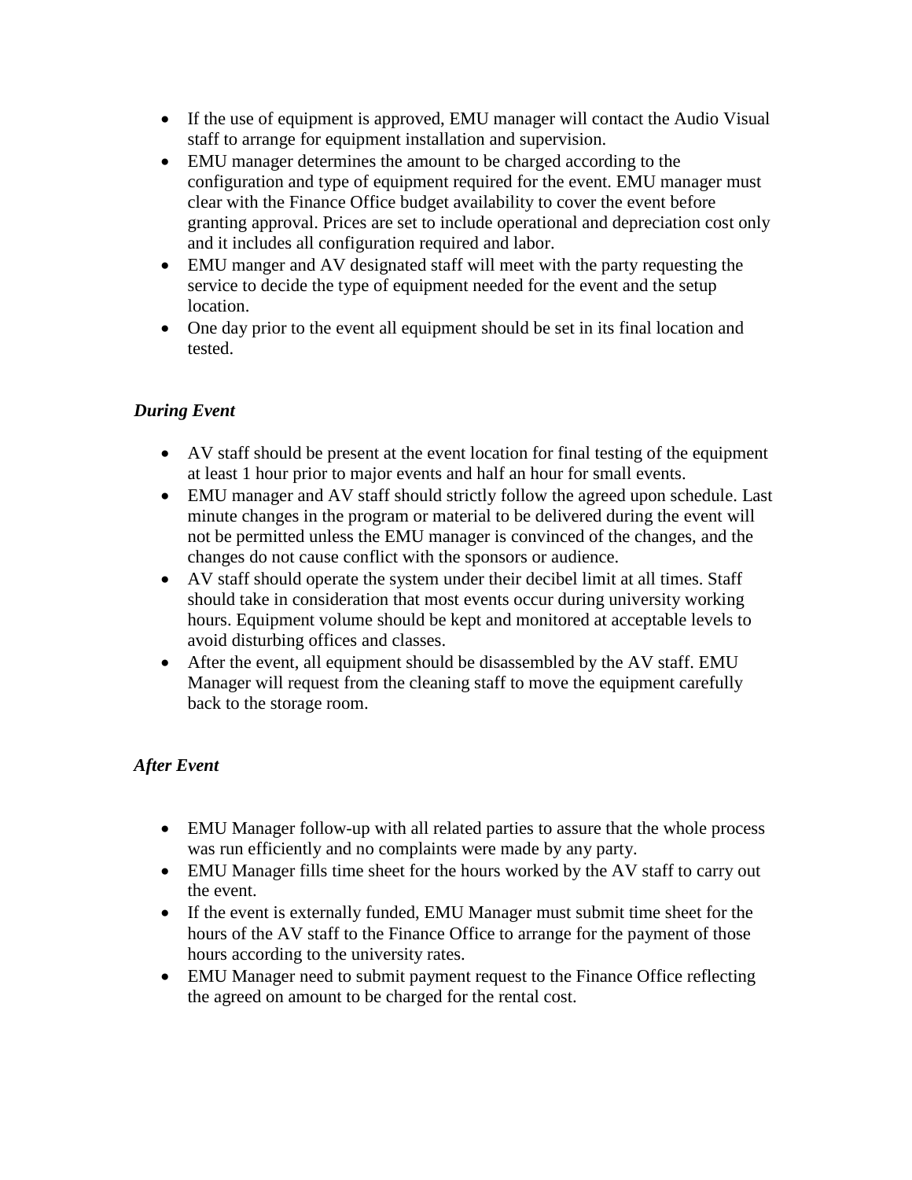- If the use of equipment is approved, EMU manager will contact the Audio Visual staff to arrange for equipment installation and supervision.
- EMU manager determines the amount to be charged according to the configuration and type of equipment required for the event. EMU manager must clear with the Finance Office budget availability to cover the event before granting approval. Prices are set to include operational and depreciation cost only and it includes all configuration required and labor.
- EMU manger and AV designated staff will meet with the party requesting the service to decide the type of equipment needed for the event and the setup location.
- One day prior to the event all equipment should be set in its final location and tested.

### *During Event*

- AV staff should be present at the event location for final testing of the equipment at least 1 hour prior to major events and half an hour for small events.
- EMU manager and AV staff should strictly follow the agreed upon schedule. Last minute changes in the program or material to be delivered during the event will not be permitted unless the EMU manager is convinced of the changes, and the changes do not cause conflict with the sponsors or audience.
- AV staff should operate the system under their decibel limit at all times. Staff should take in consideration that most events occur during university working hours. Equipment volume should be kept and monitored at acceptable levels to avoid disturbing offices and classes.
- After the event, all equipment should be disassembled by the AV staff. EMU Manager will request from the cleaning staff to move the equipment carefully back to the storage room.

### *After Event*

- EMU Manager follow-up with all related parties to assure that the whole process was run efficiently and no complaints were made by any party.
- EMU Manager fills time sheet for the hours worked by the AV staff to carry out the event.
- If the event is externally funded, EMU Manager must submit time sheet for the hours of the AV staff to the Finance Office to arrange for the payment of those hours according to the university rates.
- EMU Manager need to submit payment request to the Finance Office reflecting the agreed on amount to be charged for the rental cost.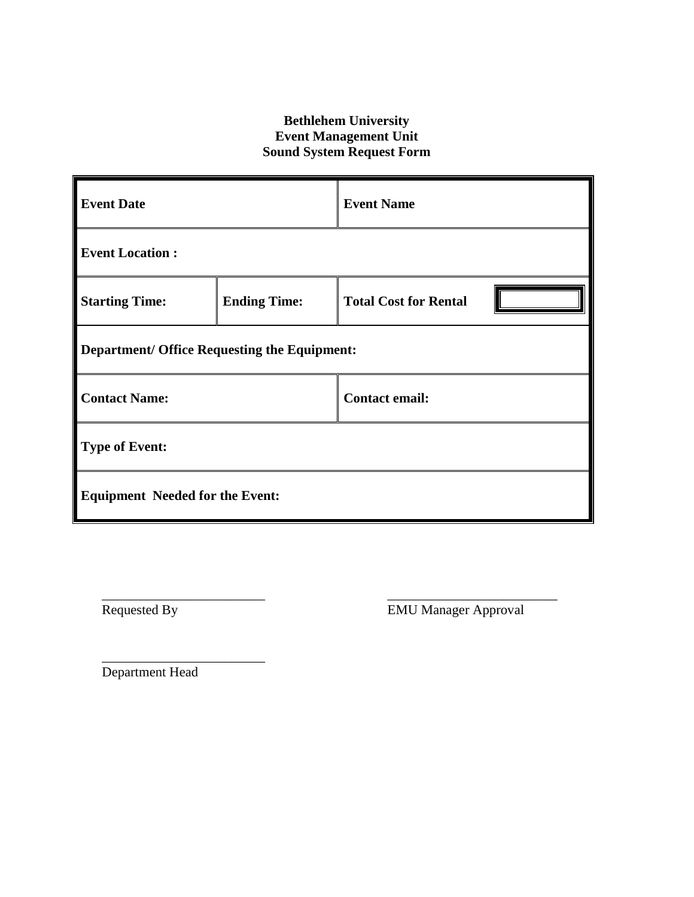**Bethlehem University**
**Event Management Unit**
**Sound System Request Form**

| | | | |
|---|---|---|---|
| **Event Date** | | **Event Name** | |
| **Event Location :** | | | |
| **Starting Time:** | **Ending Time:** | **Total Cost for Rental** | |
| **Department/ Office Requesting the Equipment:** | | | |
| **Contact Name:** | | **Contact email:** | |
| **Type of Event:** | | | |
| **Equipment Needed for the Event:** | | | |

________________________
Requested By

________________________
EMU Manager Approval

________________________
Department Head